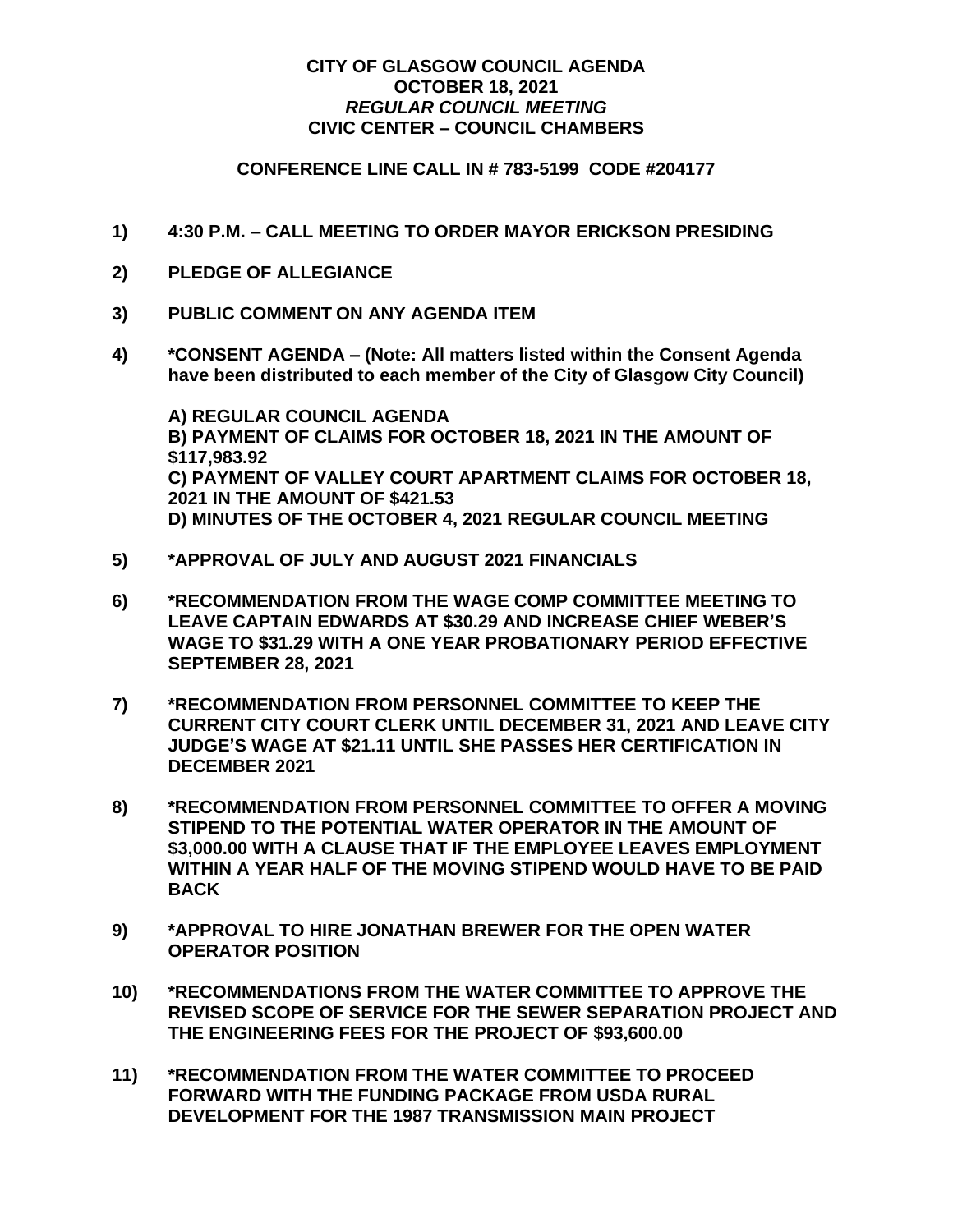**CITY OF GLASGOW COUNCIL AGENDA**
**OCTOBER 18, 2021**
***REGULAR COUNCIL MEETING***
**CIVIC CENTER – COUNCIL CHAMBERS**

**CONFERENCE LINE CALL IN # 783-5199 CODE #204177**

**1) 4:30 P.M. – CALL MEETING TO ORDER MAYOR ERICKSON PRESIDING**

**2) PLEDGE OF ALLEGIANCE**

**3) PUBLIC COMMENT ON ANY AGENDA ITEM**

**4) *CONSENT AGENDA – (Note: All matters listed within the Consent Agenda have been distributed to each member of the City of Glasgow City Council)**

**A) REGULAR COUNCIL AGENDA**
**B) PAYMENT OF CLAIMS FOR OCTOBER 18, 2021 IN THE AMOUNT OF $117,983.92**
**C) PAYMENT OF VALLEY COURT APARTMENT CLAIMS FOR OCTOBER 18, 2021 IN THE AMOUNT OF $421.53**
**D) MINUTES OF THE OCTOBER 4, 2021 REGULAR COUNCIL MEETING**

**5) *APPROVAL OF JULY AND AUGUST 2021 FINANCIALS**

**6) *RECOMMENDATION FROM THE WAGE COMP COMMITTEE MEETING TO LEAVE CAPTAIN EDWARDS AT $30.29 AND INCREASE CHIEF WEBER'S WAGE TO $31.29 WITH A ONE YEAR PROBATIONARY PERIOD EFFECTIVE SEPTEMBER 28, 2021**

**7) *RECOMMENDATION FROM PERSONNEL COMMITTEE TO KEEP THE CURRENT CITY COURT CLERK UNTIL DECEMBER 31, 2021 AND LEAVE CITY JUDGE'S WAGE AT $21.11 UNTIL SHE PASSES HER CERTIFICATION IN DECEMBER 2021**

**8) *RECOMMENDATION FROM PERSONNEL COMMITTEE TO OFFER A MOVING STIPEND TO THE POTENTIAL WATER OPERATOR IN THE AMOUNT OF $3,000.00 WITH A CLAUSE THAT IF THE EMPLOYEE LEAVES EMPLOYMENT WITHIN A YEAR HALF OF THE MOVING STIPEND WOULD HAVE TO BE PAID BACK**

**9) *APPROVAL TO HIRE JONATHAN BREWER FOR THE OPEN WATER OPERATOR POSITION**

**10) *RECOMMENDATIONS FROM THE WATER COMMITTEE TO APPROVE THE REVISED SCOPE OF SERVICE FOR THE SEWER SEPARATION PROJECT AND THE ENGINEERING FEES FOR THE PROJECT OF $93,600.00**

**11) *RECOMMENDATION FROM THE WATER COMMITTEE TO PROCEED FORWARD WITH THE FUNDING PACKAGE FROM USDA RURAL DEVELOPMENT FOR THE 1987 TRANSMISSION MAIN PROJECT**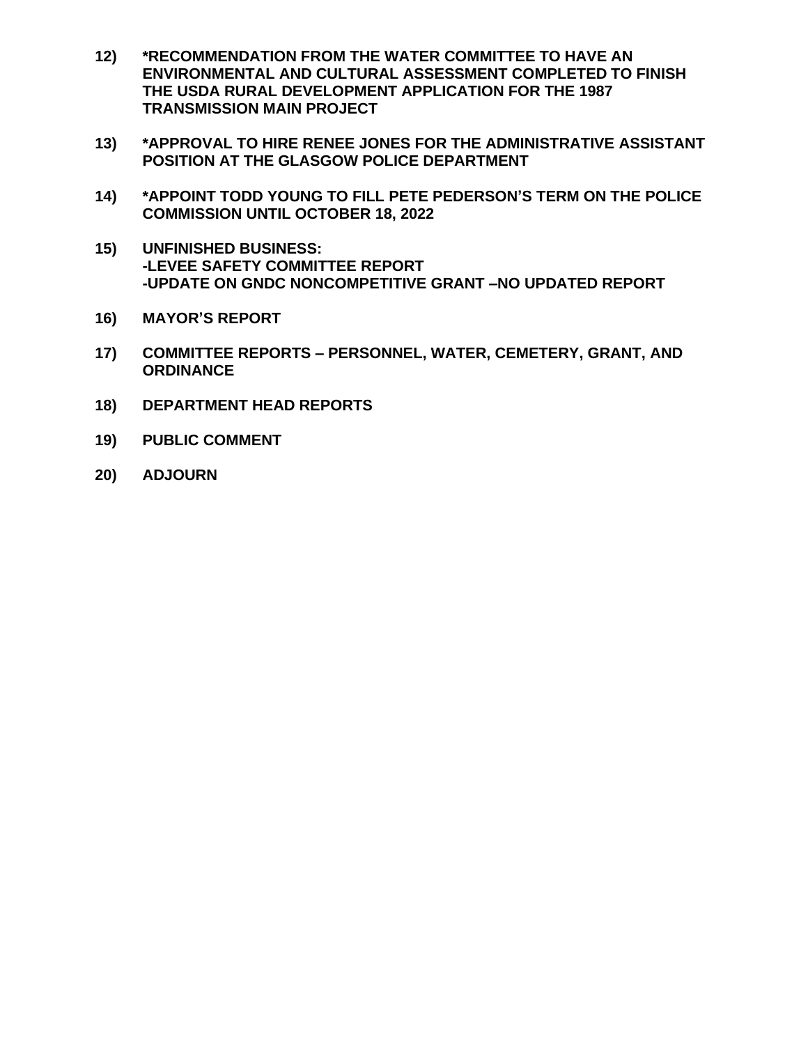**12) *RECOMMENDATION FROM THE WATER COMMITTEE TO HAVE AN ENVIRONMENTAL AND CULTURAL ASSESSMENT COMPLETED TO FINISH THE USDA RURAL DEVELOPMENT APPLICATION FOR THE 1987 TRANSMISSION MAIN PROJECT**

**13) *APPROVAL TO HIRE RENEE JONES FOR THE ADMINISTRATIVE ASSISTANT POSITION AT THE GLASGOW POLICE DEPARTMENT**

**14) *APPOINT TODD YOUNG TO FILL PETE PEDERSON'S TERM ON THE POLICE COMMISSION UNTIL OCTOBER 18, 2022**

**15) UNFINISHED BUSINESS:**
**-LEVEE SAFETY COMMITTEE REPORT**
**-UPDATE ON GNDC NONCOMPETITIVE GRANT –NO UPDATED REPORT**

**16) MAYOR'S REPORT**

**17) COMMITTEE REPORTS – PERSONNEL, WATER, CEMETERY, GRANT, AND ORDINANCE**

**18) DEPARTMENT HEAD REPORTS**

**19) PUBLIC COMMENT**

**20) ADJOURN**